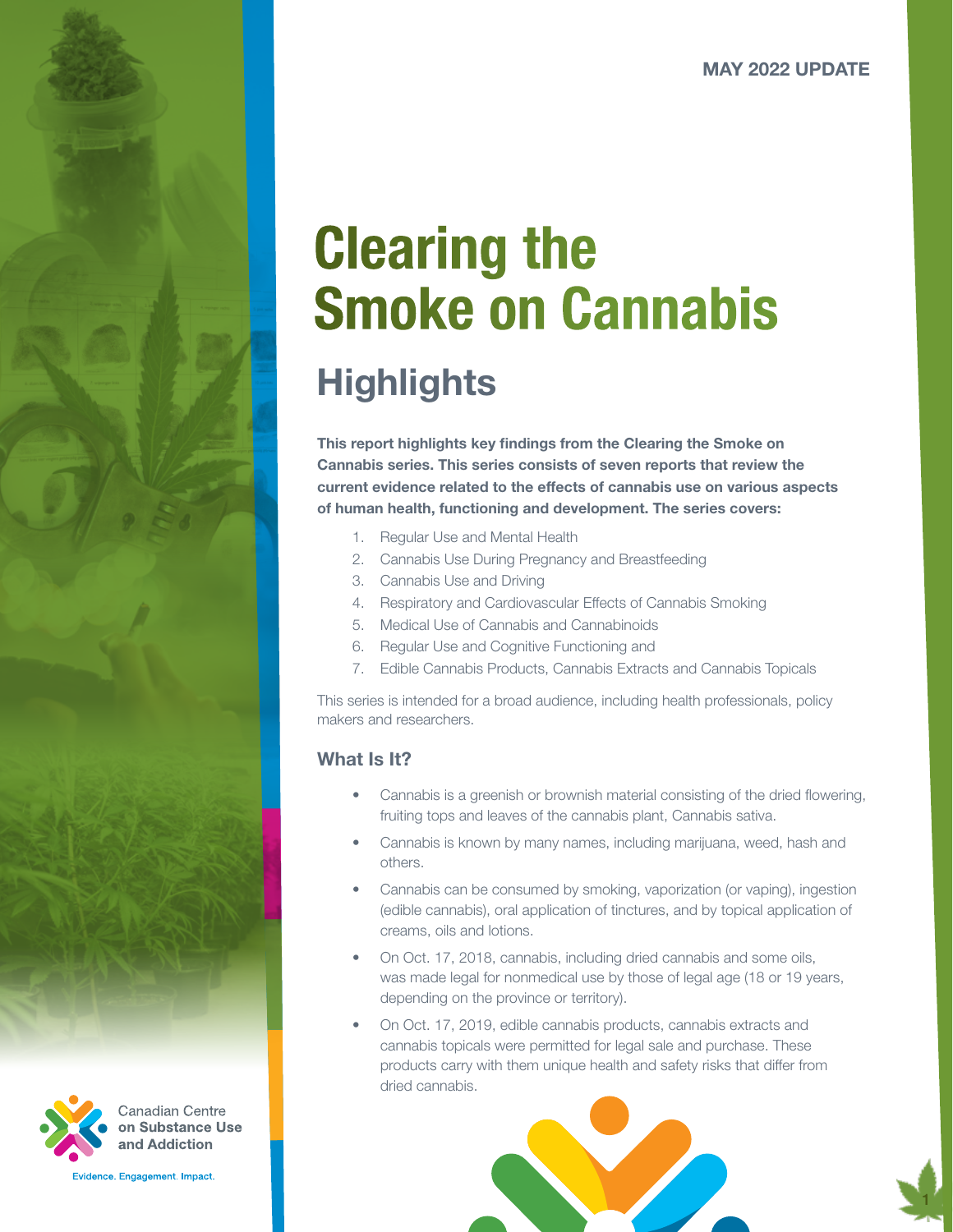MAY 2022 UPDATE

# Clearing the Smoke on Cannabis

## Highlights

**This report highlights key findings from the Clearing the Smoke on Cannabis series. This series consists of seven reports that review the current evidence related to the effects of cannabis use on various aspects of human health, functioning and development. The series covers:**

1. Regular Use and Mental Health
2. Cannabis Use During Pregnancy and Breastfeeding
3. Cannabis Use and Driving
4. Respiratory and Cardiovascular Effects of Cannabis Smoking
5. Medical Use of Cannabis and Cannabinoids
6. Regular Use and Cognitive Functioning and
7. Edible Cannabis Products, Cannabis Extracts and Cannabis Topicals

This series is intended for a broad audience, including health professionals, policy makers and researchers.

### What Is It?

- Cannabis is a greenish or brownish material consisting of the dried flowering, fruiting tops and leaves of the cannabis plant, Cannabis sativa.
- Cannabis is known by many names, including marijuana, weed, hash and others.
- Cannabis can be consumed by smoking, vaporization (or vaping), ingestion (edible cannabis), oral application of tinctures, and by topical application of creams, oils and lotions.
- On Oct. 17, 2018, cannabis, including dried cannabis and some oils, was made legal for nonmedical use by those of legal age (18 or 19 years, depending on the province or territory).
- On Oct. 17, 2019, edible cannabis products, cannabis extracts and cannabis topicals were permitted for legal sale and purchase. These products carry with them unique health and safety risks that differ from dried cannabis.

Canadian Centre on Substance Use and Addiction

Evidence. Engagement. Impact.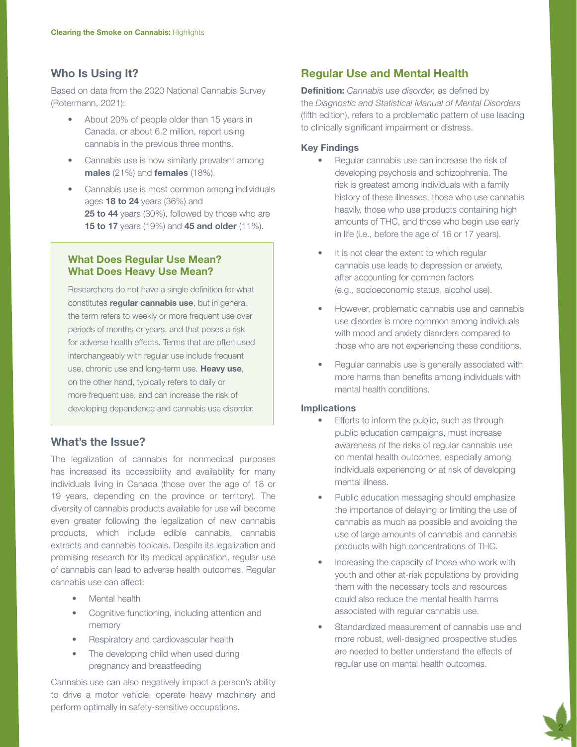## Who Is Using It?

Based on data from the 2020 National Cannabis Survey (Rotermann, 2021):

- About 20% of people older than 15 years in Canada, or about 6.2 million, report using cannabis in the previous three months.
- Cannabis use is now similarly prevalent among **males** (21%) and **females** (18%).
- Cannabis use is most common among individuals ages **18 to 24** years (36%) and **25 to 44** years (30%), followed by those who are **15 to 17** years (19%) and **45 and older** (11%).

### What Does Regular Use Mean? What Does Heavy Use Mean?

Researchers do not have a single definition for what constitutes **regular cannabis use**, but in general, the term refers to weekly or more frequent use over periods of months or years, and that poses a risk for adverse health effects. Terms that are often used interchangeably with regular use include frequent use, chronic use and long-term use. **Heavy use**, on the other hand, typically refers to daily or more frequent use, and can increase the risk of developing dependence and cannabis use disorder.

## What's the Issue?

The legalization of cannabis for nonmedical purposes has increased its accessibility and availability for many individuals living in Canada (those over the age of 18 or 19 years, depending on the province or territory). The diversity of cannabis products available for use will become even greater following the legalization of new cannabis products, which include edible cannabis, cannabis extracts and cannabis topicals. Despite its legalization and promising research for its medical application, regular use of cannabis can lead to adverse health outcomes. Regular cannabis use can affect:

- Mental health
- Cognitive functioning, including attention and memory
- Respiratory and cardiovascular health
- The developing child when used during pregnancy and breastfeeding

Cannabis use can also negatively impact a person's ability to drive a motor vehicle, operate heavy machinery and perform optimally in safety-sensitive occupations.

## Regular Use and Mental Health

**Definition:** *Cannabis use disorder,* as defined by the *Diagnostic and Statistical Manual of Mental Disorders* (fifth edition), refers to a problematic pattern of use leading to clinically significant impairment or distress.

### Key Findings

- Regular cannabis use can increase the risk of developing psychosis and schizophrenia. The risk is greatest among individuals with a family history of these illnesses, those who use cannabis heavily, those who use products containing high amounts of THC, and those who begin use early in life (i.e., before the age of 16 or 17 years).
- It is not clear the extent to which regular cannabis use leads to depression or anxiety, after accounting for common factors (e.g., socioeconomic status, alcohol use).
- However, problematic cannabis use and cannabis use disorder is more common among individuals with mood and anxiety disorders compared to those who are not experiencing these conditions.
- Regular cannabis use is generally associated with more harms than benefits among individuals with mental health conditions.

### Implications

- Efforts to inform the public, such as through public education campaigns, must increase awareness of the risks of regular cannabis use on mental health outcomes, especially among individuals experiencing or at risk of developing mental illness.
- Public education messaging should emphasize the importance of delaying or limiting the use of cannabis as much as possible and avoiding the use of large amounts of cannabis and cannabis products with high concentrations of THC.
- Increasing the capacity of those who work with youth and other at-risk populations by providing them with the necessary tools and resources could also reduce the mental health harms associated with regular cannabis use.
- Standardized measurement of cannabis use and more robust, well-designed prospective studies are needed to better understand the effects of regular use on mental health outcomes.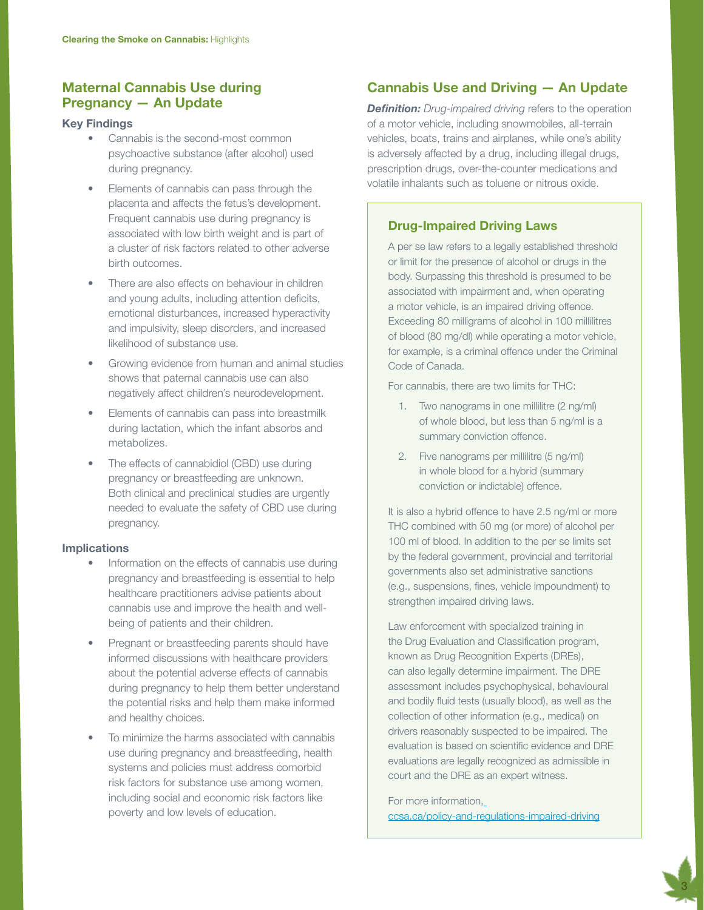## Maternal Cannabis Use during Pregnancy — An Update

### Key Findings

- Cannabis is the second-most common psychoactive substance (after alcohol) used during pregnancy.
- Elements of cannabis can pass through the placenta and affects the fetus's development. Frequent cannabis use during pregnancy is associated with low birth weight and is part of a cluster of risk factors related to other adverse birth outcomes.
- There are also effects on behaviour in children and young adults, including attention deficits, emotional disturbances, increased hyperactivity and impulsivity, sleep disorders, and increased likelihood of substance use.
- Growing evidence from human and animal studies shows that paternal cannabis use can also negatively affect children's neurodevelopment.
- Elements of cannabis can pass into breastmilk during lactation, which the infant absorbs and metabolizes.
- The effects of cannabidiol (CBD) use during pregnancy or breastfeeding are unknown. Both clinical and preclinical studies are urgently needed to evaluate the safety of CBD use during pregnancy.

### Implications

- Information on the effects of cannabis use during pregnancy and breastfeeding is essential to help healthcare practitioners advise patients about cannabis use and improve the health and well-being of patients and their children.
- Pregnant or breastfeeding parents should have informed discussions with healthcare providers about the potential adverse effects of cannabis during pregnancy to help them better understand the potential risks and help them make informed and healthy choices.
- To minimize the harms associated with cannabis use during pregnancy and breastfeeding, health systems and policies must address comorbid risk factors for substance use among women, including social and economic risk factors like poverty and low levels of education.

## Cannabis Use and Driving — An Update

***Definition:*** *Drug-impaired driving* refers to the operation of a motor vehicle, including snowmobiles, all-terrain vehicles, boats, trains and airplanes, while one's ability is adversely affected by a drug, including illegal drugs, prescription drugs, over-the-counter medications and volatile inhalants such as toluene or nitrous oxide.

### Drug-Impaired Driving Laws

A per se law refers to a legally established threshold or limit for the presence of alcohol or drugs in the body. Surpassing this threshold is presumed to be associated with impairment and, when operating a motor vehicle, is an impaired driving offence. Exceeding 80 milligrams of alcohol in 100 millilitres of blood (80 mg/dl) while operating a motor vehicle, for example, is a criminal offence under the Criminal Code of Canada.

For cannabis, there are two limits for THC:

1. Two nanograms in one millilitre (2 ng/ml) of whole blood, but less than 5 ng/ml is a summary conviction offence.
2. Five nanograms per millilitre (5 ng/ml) in whole blood for a hybrid (summary conviction or indictable) offence.

It is also a hybrid offence to have 2.5 ng/ml or more THC combined with 50 mg (or more) of alcohol per 100 ml of blood. In addition to the per se limits set by the federal government, provincial and territorial governments also set administrative sanctions (e.g., suspensions, fines, vehicle impoundment) to strengthen impaired driving laws.

Law enforcement with specialized training in the Drug Evaluation and Classification program, known as Drug Recognition Experts (DREs), can also legally determine impairment. The DRE assessment includes psychophysical, behavioural and bodily fluid tests (usually blood), as well as the collection of other information (e.g., medical) on drivers reasonably suspected to be impaired. The evaluation is based on scientific evidence and DRE evaluations are legally recognized as admissible in court and the DRE as an expert witness.

For more information, ccsa.ca/policy-and-regulations-impaired-driving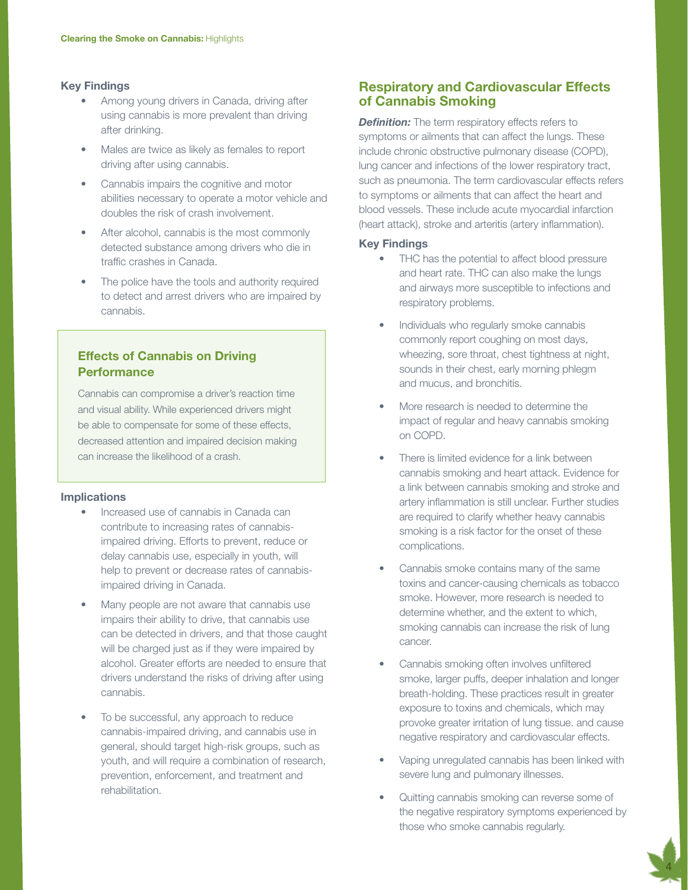### Key Findings

- Among young drivers in Canada, driving after using cannabis is more prevalent than driving after drinking.
- Males are twice as likely as females to report driving after using cannabis.
- Cannabis impairs the cognitive and motor abilities necessary to operate a motor vehicle and doubles the risk of crash involvement.
- After alcohol, cannabis is the most commonly detected substance among drivers who die in traffic crashes in Canada.
- The police have the tools and authority required to detect and arrest drivers who are impaired by cannabis.

> **Effects of Cannabis on Driving Performance**
>
> Cannabis can compromise a driver's reaction time and visual ability. While experienced drivers might be able to compensate for some of these effects, decreased attention and impaired decision making can increase the likelihood of a crash.

### Implications

- Increased use of cannabis in Canada can contribute to increasing rates of cannabis-impaired driving. Efforts to prevent, reduce or delay cannabis use, especially in youth, will help to prevent or decrease rates of cannabis-impaired driving in Canada.
- Many people are not aware that cannabis use impairs their ability to drive, that cannabis use can be detected in drivers, and that those caught will be charged just as if they were impaired by alcohol. Greater efforts are needed to ensure that drivers understand the risks of driving after using cannabis.
- To be successful, any approach to reduce cannabis-impaired driving, and cannabis use in general, should target high-risk groups, such as youth, and will require a combination of research, prevention, enforcement, and treatment and rehabilitation.

## Respiratory and Cardiovascular Effects of Cannabis Smoking

***Definition:*** The term respiratory effects refers to symptoms or ailments that can affect the lungs. These include chronic obstructive pulmonary disease (COPD), lung cancer and infections of the lower respiratory tract, such as pneumonia. The term cardiovascular effects refers to symptoms or ailments that can affect the heart and blood vessels. These include acute myocardial infarction (heart attack), stroke and arteritis (artery inflammation).

### Key Findings

- THC has the potential to affect blood pressure and heart rate. THC can also make the lungs and airways more susceptible to infections and respiratory problems.
- Individuals who regularly smoke cannabis commonly report coughing on most days, wheezing, sore throat, chest tightness at night, sounds in their chest, early morning phlegm and mucus, and bronchitis.
- More research is needed to determine the impact of regular and heavy cannabis smoking on COPD.
- There is limited evidence for a link between cannabis smoking and heart attack. Evidence for a link between cannabis smoking and stroke and artery inflammation is still unclear. Further studies are required to clarify whether heavy cannabis smoking is a risk factor for the onset of these complications.
- Cannabis smoke contains many of the same toxins and cancer-causing chemicals as tobacco smoke. However, more research is needed to determine whether, and the extent to which, smoking cannabis can increase the risk of lung cancer.
- Cannabis smoking often involves unfiltered smoke, larger puffs, deeper inhalation and longer breath-holding. These practices result in greater exposure to toxins and chemicals, which may provoke greater irritation of lung tissue. and cause negative respiratory and cardiovascular effects.
- Vaping unregulated cannabis has been linked with severe lung and pulmonary illnesses.
- Quitting cannabis smoking can reverse some of the negative respiratory symptoms experienced by those who smoke cannabis regularly.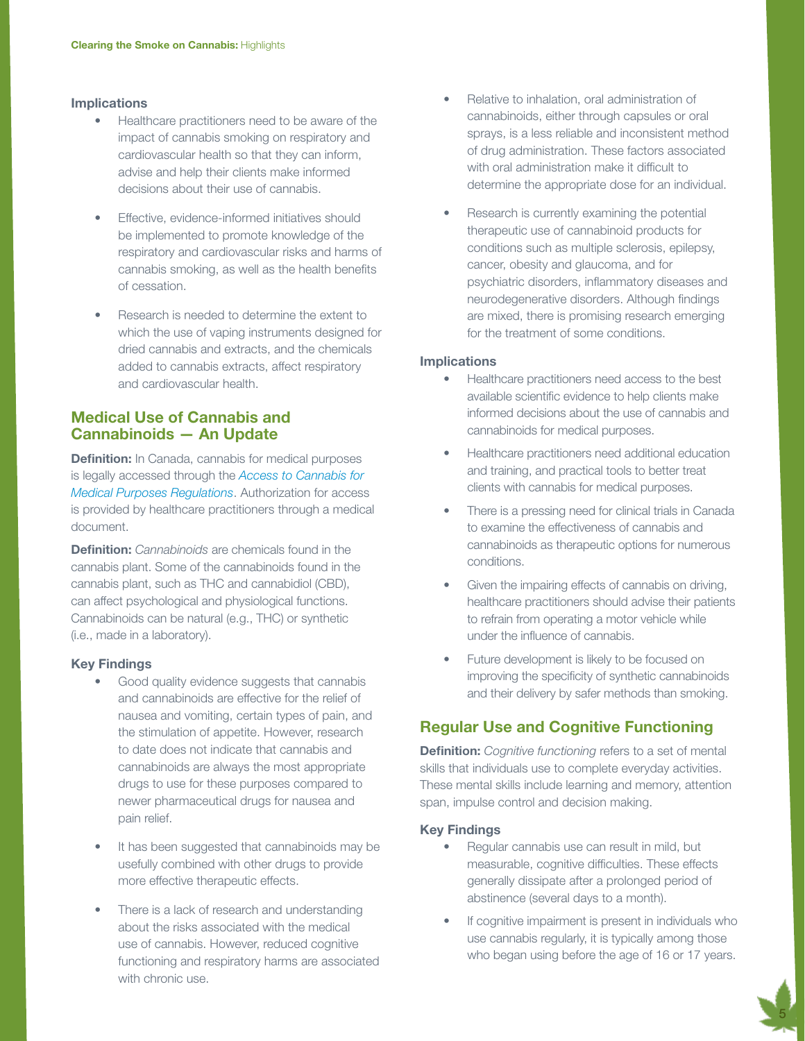### Implications

- Healthcare practitioners need to be aware of the impact of cannabis smoking on respiratory and cardiovascular health so that they can inform, advise and help their clients make informed decisions about their use of cannabis.
- Effective, evidence-informed initiatives should be implemented to promote knowledge of the respiratory and cardiovascular risks and harms of cannabis smoking, as well as the health benefits of cessation.
- Research is needed to determine the extent to which the use of vaping instruments designed for dried cannabis and extracts, and the chemicals added to cannabis extracts, affect respiratory and cardiovascular health.

## Medical Use of Cannabis and Cannabinoids — An Update

**Definition:** In Canada, cannabis for medical purposes is legally accessed through the *Access to Cannabis for Medical Purposes Regulations*. Authorization for access is provided by healthcare practitioners through a medical document.

**Definition:** *Cannabinoids* are chemicals found in the cannabis plant. Some of the cannabinoids found in the cannabis plant, such as THC and cannabidiol (CBD), can affect psychological and physiological functions. Cannabinoids can be natural (e.g., THC) or synthetic (i.e., made in a laboratory).

### Key Findings

- Good quality evidence suggests that cannabis and cannabinoids are effective for the relief of nausea and vomiting, certain types of pain, and the stimulation of appetite. However, research to date does not indicate that cannabis and cannabinoids are always the most appropriate drugs to use for these purposes compared to newer pharmaceutical drugs for nausea and pain relief.
- It has been suggested that cannabinoids may be usefully combined with other drugs to provide more effective therapeutic effects.
- There is a lack of research and understanding about the risks associated with the medical use of cannabis. However, reduced cognitive functioning and respiratory harms are associated with chronic use.
- Relative to inhalation, oral administration of cannabinoids, either through capsules or oral sprays, is a less reliable and inconsistent method of drug administration. These factors associated with oral administration make it difficult to determine the appropriate dose for an individual.
- Research is currently examining the potential therapeutic use of cannabinoid products for conditions such as multiple sclerosis, epilepsy, cancer, obesity and glaucoma, and for psychiatric disorders, inflammatory diseases and neurodegenerative disorders. Although findings are mixed, there is promising research emerging for the treatment of some conditions.

### Implications

- Healthcare practitioners need access to the best available scientific evidence to help clients make informed decisions about the use of cannabis and cannabinoids for medical purposes.
- Healthcare practitioners need additional education and training, and practical tools to better treat clients with cannabis for medical purposes.
- There is a pressing need for clinical trials in Canada to examine the effectiveness of cannabis and cannabinoids as therapeutic options for numerous conditions.
- Given the impairing effects of cannabis on driving, healthcare practitioners should advise their patients to refrain from operating a motor vehicle while under the influence of cannabis.
- Future development is likely to be focused on improving the specificity of synthetic cannabinoids and their delivery by safer methods than smoking.

## Regular Use and Cognitive Functioning

**Definition:** *Cognitive functioning* refers to a set of mental skills that individuals use to complete everyday activities. These mental skills include learning and memory, attention span, impulse control and decision making.

### Key Findings

- Regular cannabis use can result in mild, but measurable, cognitive difficulties. These effects generally dissipate after a prolonged period of abstinence (several days to a month).
- If cognitive impairment is present in individuals who use cannabis regularly, it is typically among those who began using before the age of 16 or 17 years.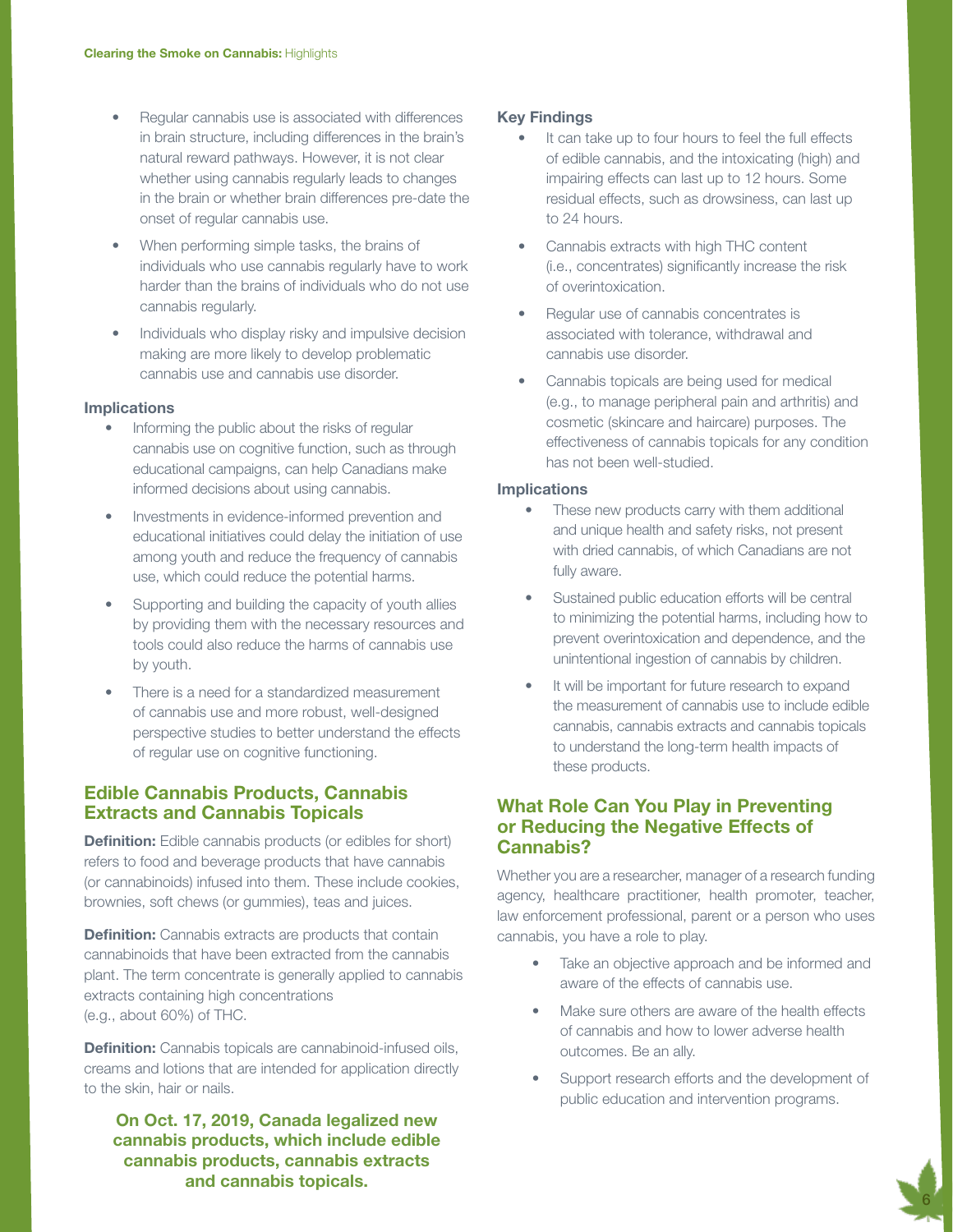- Regular cannabis use is associated with differences in brain structure, including differences in the brain's natural reward pathways. However, it is not clear whether using cannabis regularly leads to changes in the brain or whether brain differences pre-date the onset of regular cannabis use.
- When performing simple tasks, the brains of individuals who use cannabis regularly have to work harder than the brains of individuals who do not use cannabis regularly.
- Individuals who display risky and impulsive decision making are more likely to develop problematic cannabis use and cannabis use disorder.

**Implications**

- Informing the public about the risks of regular cannabis use on cognitive function, such as through educational campaigns, can help Canadians make informed decisions about using cannabis.
- Investments in evidence-informed prevention and educational initiatives could delay the initiation of use among youth and reduce the frequency of cannabis use, which could reduce the potential harms.
- Supporting and building the capacity of youth allies by providing them with the necessary resources and tools could also reduce the harms of cannabis use by youth.
- There is a need for a standardized measurement of cannabis use and more robust, well-designed perspective studies to better understand the effects of regular use on cognitive functioning.

## Edible Cannabis Products, Cannabis Extracts and Cannabis Topicals

**Definition:** Edible cannabis products (or edibles for short) refers to food and beverage products that have cannabis (or cannabinoids) infused into them. These include cookies, brownies, soft chews (or gummies), teas and juices.

**Definition:** Cannabis extracts are products that contain cannabinoids that have been extracted from the cannabis plant. The term concentrate is generally applied to cannabis extracts containing high concentrations (e.g., about 60%) of THC.

**Definition:** Cannabis topicals are cannabinoid-infused oils, creams and lotions that are intended for application directly to the skin, hair or nails.

**On Oct. 17, 2019, Canada legalized new cannabis products, which include edible cannabis products, cannabis extracts and cannabis topicals.**

**Key Findings**

- It can take up to four hours to feel the full effects of edible cannabis, and the intoxicating (high) and impairing effects can last up to 12 hours. Some residual effects, such as drowsiness, can last up to 24 hours.
- Cannabis extracts with high THC content (i.e., concentrates) significantly increase the risk of overintoxication.
- Regular use of cannabis concentrates is associated with tolerance, withdrawal and cannabis use disorder.
- Cannabis topicals are being used for medical (e.g., to manage peripheral pain and arthritis) and cosmetic (skincare and haircare) purposes. The effectiveness of cannabis topicals for any condition has not been well-studied.

**Implications**

- These new products carry with them additional and unique health and safety risks, not present with dried cannabis, of which Canadians are not fully aware.
- Sustained public education efforts will be central to minimizing the potential harms, including how to prevent overintoxication and dependence, and the unintentional ingestion of cannabis by children.
- It will be important for future research to expand the measurement of cannabis use to include edible cannabis, cannabis extracts and cannabis topicals to understand the long-term health impacts of these products.

## What Role Can You Play in Preventing or Reducing the Negative Effects of Cannabis?

Whether you are a researcher, manager of a research funding agency, healthcare practitioner, health promoter, teacher, law enforcement professional, parent or a person who uses cannabis, you have a role to play.

- Take an objective approach and be informed and aware of the effects of cannabis use.
- Make sure others are aware of the health effects of cannabis and how to lower adverse health outcomes. Be an ally.
- Support research efforts and the development of public education and intervention programs.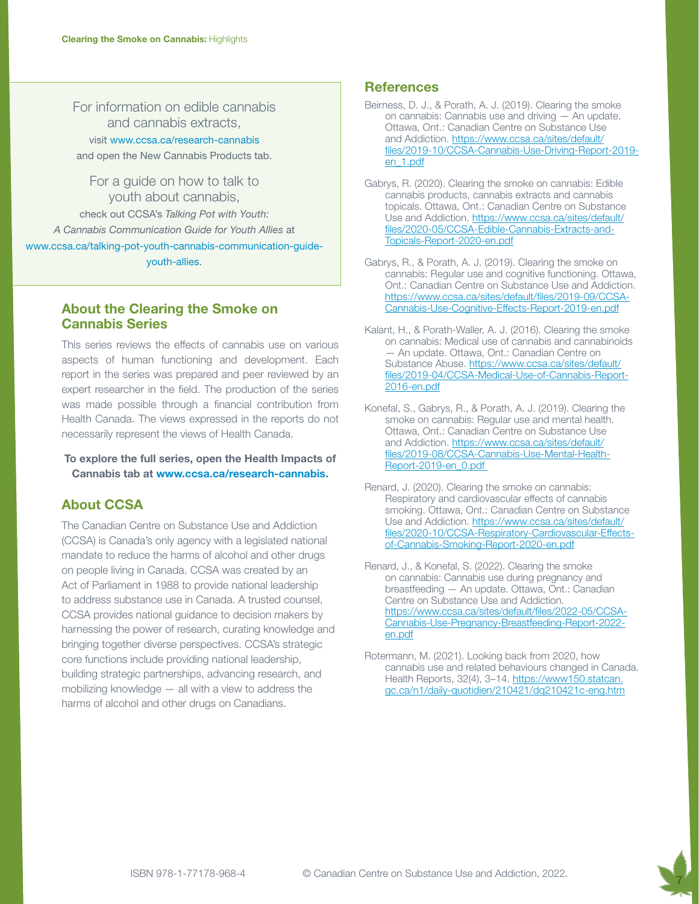For information on edible cannabis and cannabis extracts,

visit www.ccsa.ca/research-cannabis and open the New Cannabis Products tab.

For a guide on how to talk to youth about cannabis,

check out CCSA's *Talking Pot with Youth: A Cannabis Communication Guide for Youth Allies* at www.ccsa.ca/talking-pot-youth-cannabis-communication-guide-youth-allies.

## About the Clearing the Smoke on Cannabis Series

This series reviews the effects of cannabis use on various aspects of human functioning and development. Each report in the series was prepared and peer reviewed by an expert researcher in the field. The production of the series was made possible through a financial contribution from Health Canada. The views expressed in the reports do not necessarily represent the views of Health Canada.

**To explore the full series, open the Health Impacts of Cannabis tab at www.ccsa.ca/research-cannabis.**

## About CCSA

The Canadian Centre on Substance Use and Addiction (CCSA) is Canada's only agency with a legislated national mandate to reduce the harms of alcohol and other drugs on people living in Canada. CCSA was created by an Act of Parliament in 1988 to provide national leadership to address substance use in Canada. A trusted counsel, CCSA provides national guidance to decision makers by harnessing the power of research, curating knowledge and bringing together diverse perspectives. CCSA's strategic core functions include providing national leadership, building strategic partnerships, advancing research, and mobilizing knowledge — all with a view to address the harms of alcohol and other drugs on Canadians.

## References

Beirness, D. J., & Porath, A. J. (2019). Clearing the smoke on cannabis: Cannabis use and driving — An update. Ottawa, Ont.: Canadian Centre on Substance Use and Addiction. https://www.ccsa.ca/sites/default/files/2019-10/CCSA-Cannabis-Use-Driving-Report-2019-en_1.pdf

Gabrys, R. (2020). Clearing the smoke on cannabis: Edible cannabis products, cannabis extracts and cannabis topicals. Ottawa, Ont.: Canadian Centre on Substance Use and Addiction. https://www.ccsa.ca/sites/default/files/2020-05/CCSA-Edible-Cannabis-Extracts-and-Topicals-Report-2020-en.pdf

Gabrys, R., & Porath, A. J. (2019). Clearing the smoke on cannabis: Regular use and cognitive functioning. Ottawa, Ont.: Canadian Centre on Substance Use and Addiction. https://www.ccsa.ca/sites/default/files/2019-09/CCSA-Cannabis-Use-Cognitive-Effects-Report-2019-en.pdf

Kalant, H., & Porath-Waller, A. J. (2016). Clearing the smoke on cannabis: Medical use of cannabis and cannabinoids — An update. Ottawa, Ont.: Canadian Centre on Substance Abuse. https://www.ccsa.ca/sites/default/files/2019-04/CCSA-Medical-Use-of-Cannabis-Report-2016-en.pdf

Konefal, S., Gabrys, R., & Porath, A. J. (2019). Clearing the smoke on cannabis: Regular use and mental health. Ottawa, Ont.: Canadian Centre on Substance Use and Addiction. https://www.ccsa.ca/sites/default/files/2019-08/CCSA-Cannabis-Use-Mental-Health-Report-2019-en_0.pdf

Renard, J. (2020). Clearing the smoke on cannabis: Respiratory and cardiovascular effects of cannabis smoking. Ottawa, Ont.: Canadian Centre on Substance Use and Addiction. https://www.ccsa.ca/sites/default/files/2020-10/CCSA-Respiratory-Cardiovascular-Effects-of-Cannabis-Smoking-Report-2020-en.pdf

Renard, J., & Konefal, S. (2022). Clearing the smoke on cannabis: Cannabis use during pregnancy and breastfeeding — An update. Ottawa, Ont.: Canadian Centre on Substance Use and Addiction. https://www.ccsa.ca/sites/default/files/2022-05/CCSA-Cannabis-Use-Pregnancy-Breastfeeding-Report-2022-en.pdf

Rotermann, M. (2021). Looking back from 2020, how cannabis use and related behaviours changed in Canada. Health Reports, 32(4), 3–14. https://www150.statcan.gc.ca/n1/daily-quotidien/210421/dq210421c-eng.htm

ISBN 978-1-77178-968-4

© Canadian Centre on Substance Use and Addiction, 2022.